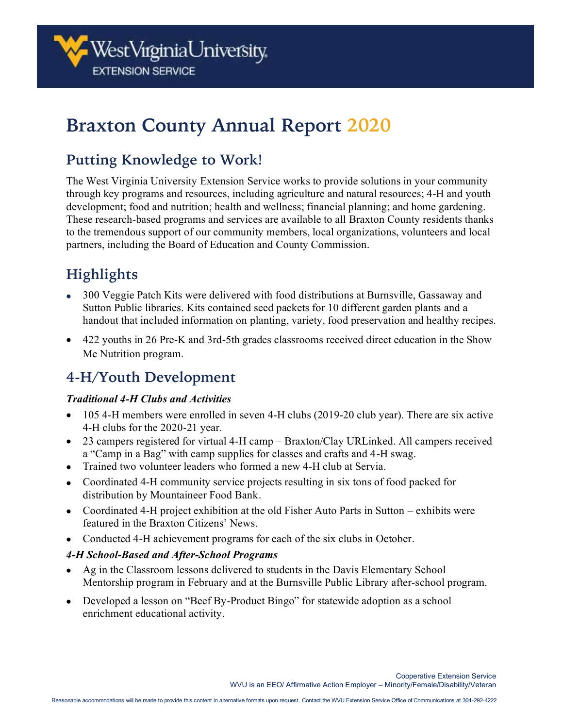West Virginia University EXTENSION SERVICE

# Braxton County Annual Report 2020

## Putting Knowledge to Work!

The West Virginia University Extension Service works to provide solutions in your community through key programs and resources, including agriculture and natural resources; 4-H and youth development; food and nutrition; health and wellness; financial planning; and home gardening. These research-based programs and services are available to all Braxton County residents thanks to the tremendous support of our community members, local organizations, volunteers and local partners, including the Board of Education and County Commission.

## Highlights

- 300 Veggie Patch Kits were delivered with food distributions at Burnsville, Gassaway and Sutton Public libraries. Kits contained seed packets for 10 different garden plants and a handout that included information on planting, variety, food preservation and healthy recipes.
- 422 youths in 26 Pre-K and 3rd-5th grades classrooms received direct education in the Show Me Nutrition program.

## 4-H/Youth Development

***Traditional 4-H Clubs and Activities***

- 105 4-H members were enrolled in seven 4-H clubs (2019-20 club year). There are six active 4-H clubs for the 2020-21 year.
- 23 campers registered for virtual 4-H camp – Braxton/Clay URLinked. All campers received a "Camp in a Bag" with camp supplies for classes and crafts and 4-H swag.
- Trained two volunteer leaders who formed a new 4-H club at Servia.
- Coordinated 4-H community service projects resulting in six tons of food packed for distribution by Mountaineer Food Bank.
- Coordinated 4-H project exhibition at the old Fisher Auto Parts in Sutton – exhibits were featured in the Braxton Citizens' News.
- Conducted 4-H achievement programs for each of the six clubs in October.

***4-H School-Based and After-School Programs***

- Ag in the Classroom lessons delivered to students in the Davis Elementary School Mentorship program in February and at the Burnsville Public Library after-school program.
- Developed a lesson on "Beef By-Product Bingo" for statewide adoption as a school enrichment educational activity.

Cooperative Extension Service
WVU is an EEO/ Affirmative Action Employer – Minority/Female/Disability/Veteran

Reasonable accommodations will be made to provide this content in alternative formats upon request. Contact the WVU Extension Service Office of Communications at 304-292-4222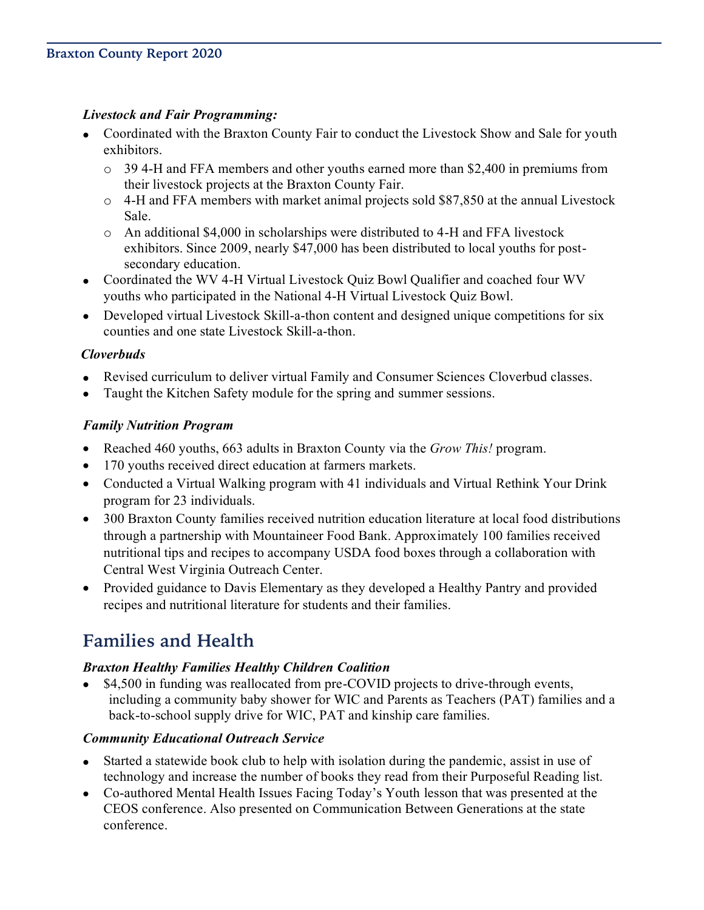***Livestock and Fair Programming:***

- Coordinated with the Braxton County Fair to conduct the Livestock Show and Sale for youth exhibitors.
  - 39 4-H and FFA members and other youths earned more than $2,400 in premiums from their livestock projects at the Braxton County Fair.
  - 4-H and FFA members with market animal projects sold $87,850 at the annual Livestock Sale.
  - An additional $4,000 in scholarships were distributed to 4-H and FFA livestock exhibitors. Since 2009, nearly $47,000 has been distributed to local youths for post-secondary education.
- Coordinated the WV 4-H Virtual Livestock Quiz Bowl Qualifier and coached four WV youths who participated in the National 4-H Virtual Livestock Quiz Bowl.
- Developed virtual Livestock Skill-a-thon content and designed unique competitions for six counties and one state Livestock Skill-a-thon.

***Cloverbuds***

- Revised curriculum to deliver virtual Family and Consumer Sciences Cloverbud classes.
- Taught the Kitchen Safety module for the spring and summer sessions.

***Family Nutrition Program***

- Reached 460 youths, 663 adults in Braxton County via the *Grow This!* program.
- 170 youths received direct education at farmers markets.
- Conducted a Virtual Walking program with 41 individuals and Virtual Rethink Your Drink program for 23 individuals.
- 300 Braxton County families received nutrition education literature at local food distributions through a partnership with Mountaineer Food Bank. Approximately 100 families received nutritional tips and recipes to accompany USDA food boxes through a collaboration with Central West Virginia Outreach Center.
- Provided guidance to Davis Elementary as they developed a Healthy Pantry and provided recipes and nutritional literature for students and their families.

## Families and Health

***Braxton Healthy Families Healthy Children Coalition***

- $4,500 in funding was reallocated from pre-COVID projects to drive-through events, including a community baby shower for WIC and Parents as Teachers (PAT) families and a back-to-school supply drive for WIC, PAT and kinship care families.

***Community Educational Outreach Service***

- Started a statewide book club to help with isolation during the pandemic, assist in use of technology and increase the number of books they read from their Purposeful Reading list.
- Co-authored Mental Health Issues Facing Today's Youth lesson that was presented at the CEOS conference. Also presented on Communication Between Generations at the state conference.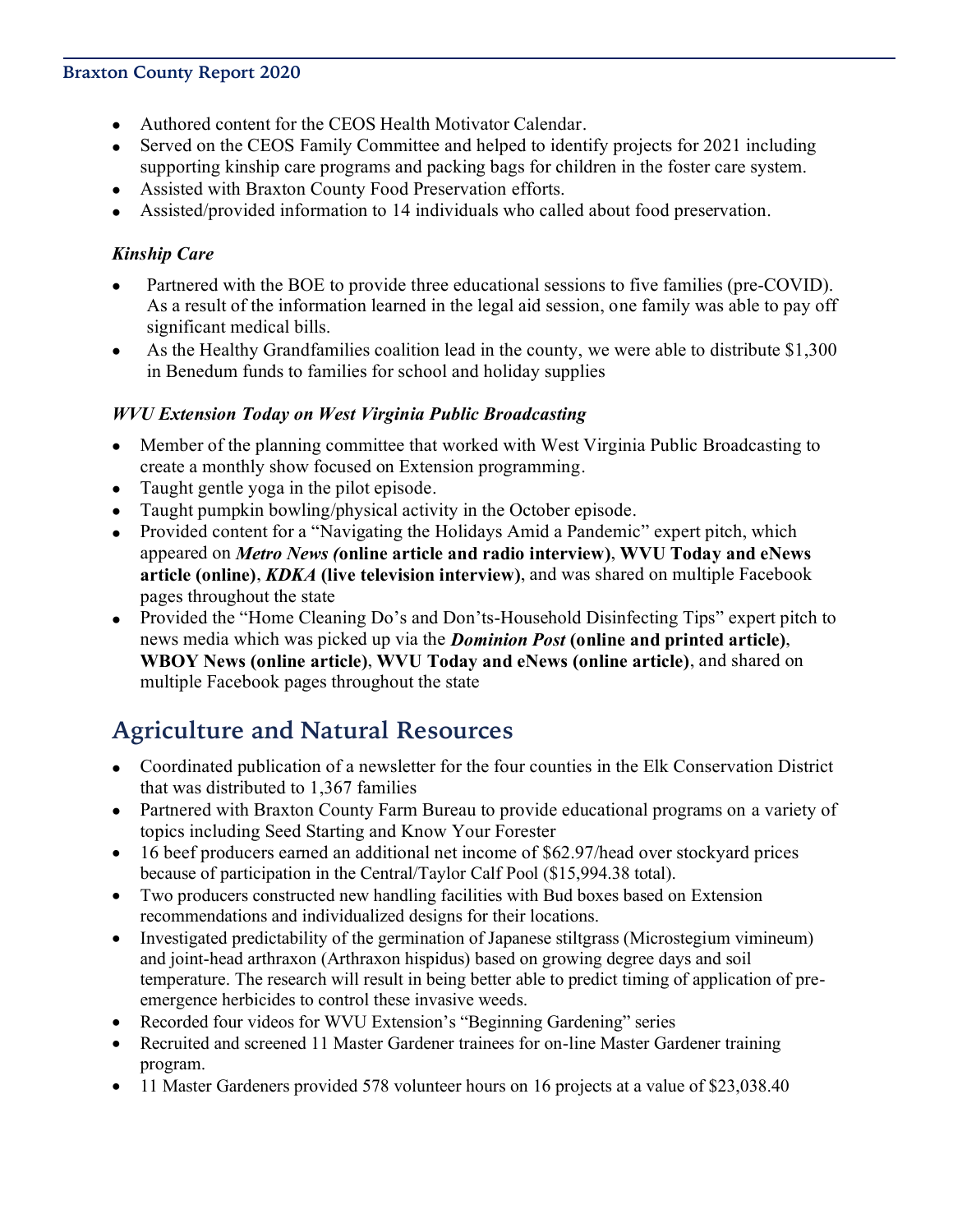- Authored content for the CEOS Health Motivator Calendar.
- Served on the CEOS Family Committee and helped to identify projects for 2021 including supporting kinship care programs and packing bags for children in the foster care system.
- Assisted with Braxton County Food Preservation efforts.
- Assisted/provided information to 14 individuals who called about food preservation.

### *Kinship Care*

- Partnered with the BOE to provide three educational sessions to five families (pre-COVID). As a result of the information learned in the legal aid session, one family was able to pay off significant medical bills.
- As the Healthy Grandfamilies coalition lead in the county, we were able to distribute $1,300 in Benedum funds to families for school and holiday supplies

### *WVU Extension Today on West Virginia Public Broadcasting*

- Member of the planning committee that worked with West Virginia Public Broadcasting to create a monthly show focused on Extension programming.
- Taught gentle yoga in the pilot episode.
- Taught pumpkin bowling/physical activity in the October episode.
- Provided content for a "Navigating the Holidays Amid a Pandemic" expert pitch, which appeared on ***Metro News (*online article and radio interview)**, **WVU Today and eNews article (online)**, ***KDKA* (live television interview)**, and was shared on multiple Facebook pages throughout the state
- Provided the "Home Cleaning Do's and Don'ts-Household Disinfecting Tips" expert pitch to news media which was picked up via the ***Dominion Post* (online and printed article)**, **WBOY News (online article)**, **WVU Today and eNews (online article)**, and shared on multiple Facebook pages throughout the state

## Agriculture and Natural Resources

- Coordinated publication of a newsletter for the four counties in the Elk Conservation District that was distributed to 1,367 families
- Partnered with Braxton County Farm Bureau to provide educational programs on a variety of topics including Seed Starting and Know Your Forester
- 16 beef producers earned an additional net income of $62.97/head over stockyard prices because of participation in the Central/Taylor Calf Pool ($15,994.38 total).
- Two producers constructed new handling facilities with Bud boxes based on Extension recommendations and individualized designs for their locations.
- Investigated predictability of the germination of Japanese stiltgrass (Microstegium vimineum) and joint-head arthraxon (Arthraxon hispidus) based on growing degree days and soil temperature. The research will result in being better able to predict timing of application of pre-emergence herbicides to control these invasive weeds.
- Recorded four videos for WVU Extension's "Beginning Gardening" series
- Recruited and screened 11 Master Gardener trainees for on-line Master Gardener training program.
- 11 Master Gardeners provided 578 volunteer hours on 16 projects at a value of $23,038.40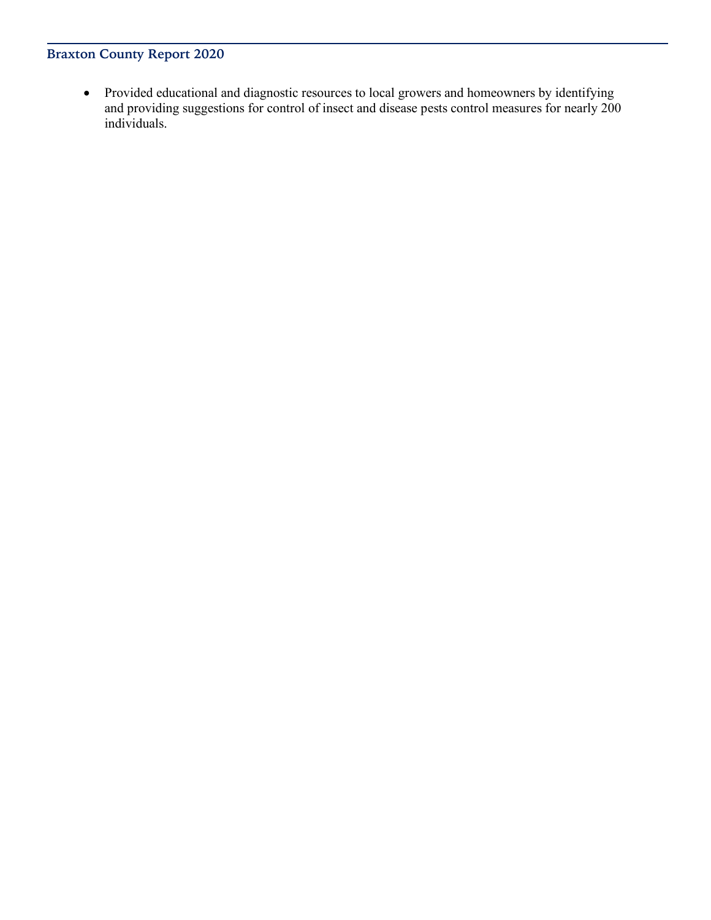- Provided educational and diagnostic resources to local growers and homeowners by identifying and providing suggestions for control of insect and disease pests control measures for nearly 200 individuals.